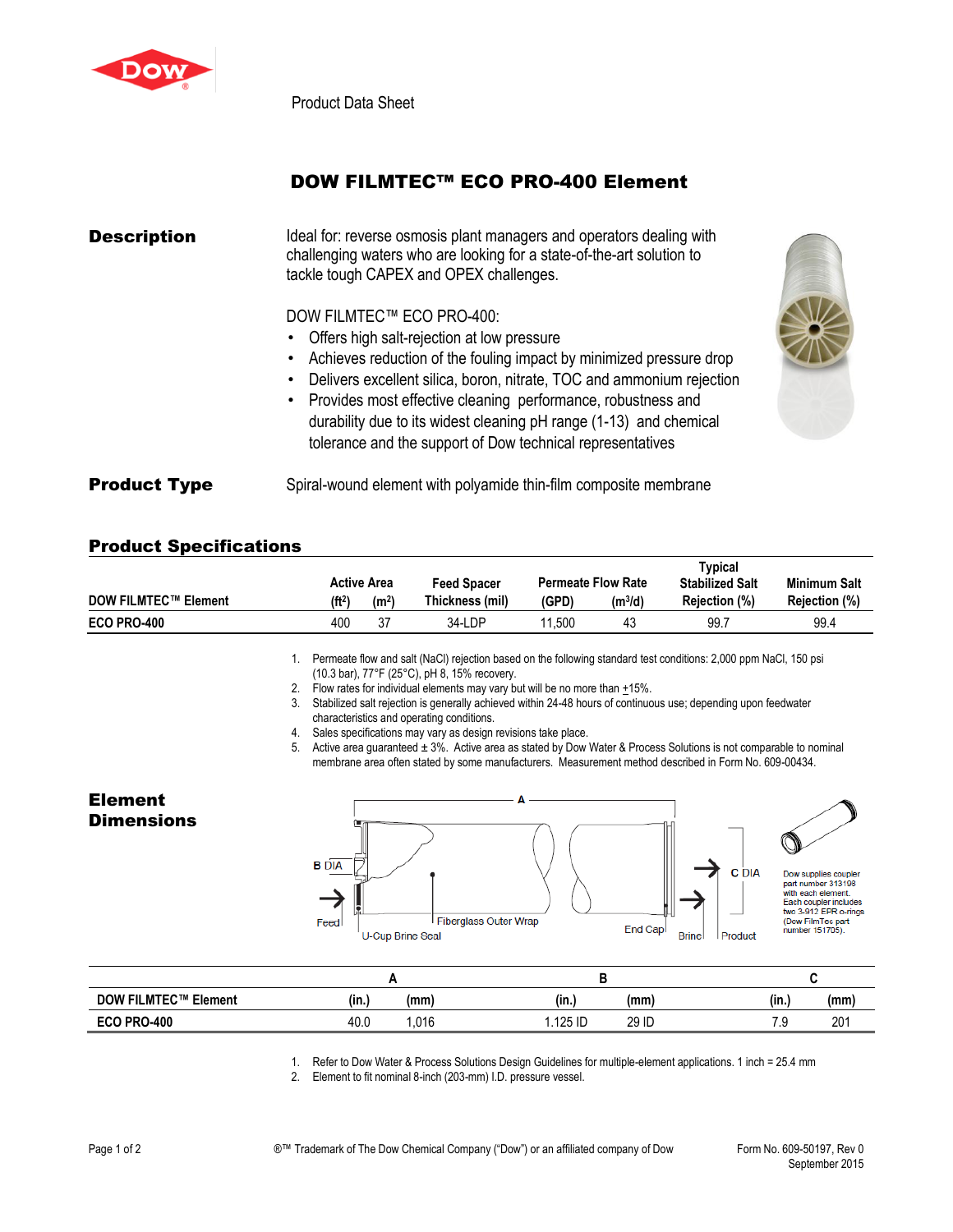Product Data Sheet

# DOW FILMTEC™ ECO PRO-400 Element

## Description

Ideal for: reverse osmosis plant managers and operators dealing with challenging waters who are looking for a state-of-the-art solution to tackle tough CAPEX and OPEX challenges.

DOW FILMTEC™ ECO PRO-400:

- Offers high salt-rejection at low pressure
- Achieves reduction of the fouling impact by minimized pressure drop
- Delivers excellent silica, boron, nitrate, TOC and ammonium rejection
- Provides most effective cleaning performance, robustness and durability due to its widest cleaning pH range (1-13) and chemical tolerance and the support of Dow technical representatives

## Product Type

Spiral-wound element with polyamide thin-film composite membrane

## Product Specifications

| DOW FILMTEC™ Element | Active Area ($ft^2$) | Active Area ($m^2$) | Feed Spacer Thickness (mil) | Permeate Flow Rate (GPD) | Permeate Flow Rate ($m^3/d$) | Typical Stabilized Salt Rejection (%) | Minimum Salt Rejection (%) |
|---|---|---|---|---|---|---|---|
| ECO PRO-400 | 400 | 37 | 34-LDP | 11,500 | 43 | 99.7 | 99.4 |

1. Permeate flow and salt (NaCl) rejection based on the following standard test conditions: 2,000 ppm NaCl, 150 psi (10.3 bar), 77°F (25°C), pH 8, 15% recovery.
2. Flow rates for individual elements may vary but will be no more than ±15%.
3. Stabilized salt rejection is generally achieved within 24-48 hours of continuous use; depending upon feedwater characteristics and operating conditions.
4. Sales specifications may vary as design revisions take place.
5. Active area guaranteed ± 3%. Active area as stated by Dow Water & Process Solutions is not comparable to nominal membrane area often stated by some manufacturers. Measurement method described in Form No. 609-00434.

## Element Dimensions

A; B DIA; C DIA; Feed; U-Cup Brine Seal; Fiberglass Outer Wrap; End Cap; Brine; Product

Dow supplies coupler part number 313198 with each element. Each coupler includes two 3-912 EPR o-rings (Dow FilmTec part number 151705).

| DOW FILMTEC™ Element | A (in.) | A (mm) | B (in.) | B (mm) | C (in.) | C (mm) |
|---|---|---|---|---|---|---|
| ECO PRO-400 | 40.0 | 1,016 | 1.125 ID | 29 ID | 7.9 | 201 |

1. Refer to Dow Water & Process Solutions Design Guidelines for multiple-element applications. 1 inch = 25.4 mm
2. Element to fit nominal 8-inch (203-mm) I.D. pressure vessel.

®™ Trademark of The Dow Chemical Company ("Dow") or an affiliated company of Dow

Form No. 609-50197, Rev 0
September 2015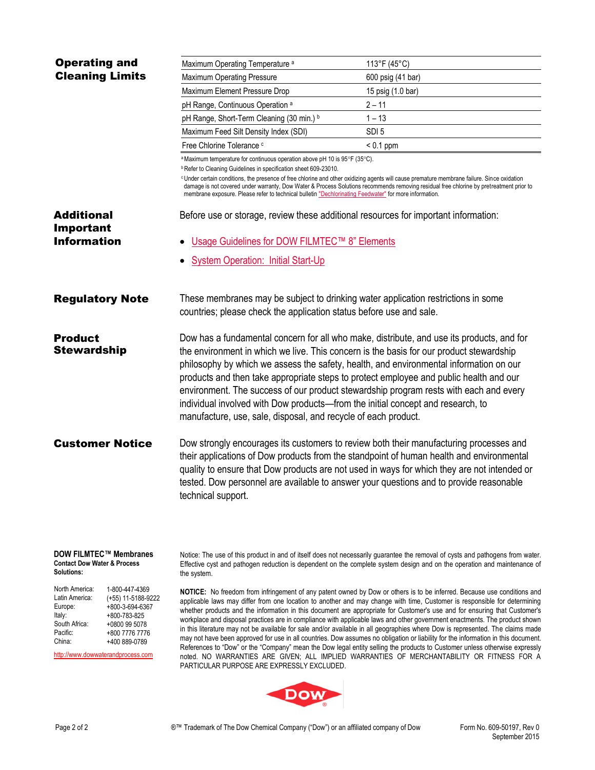## Operating and Cleaning Limits

| | |
|---|---|
| Maximum Operating Temperature [a] | 113°F (45°C) |
| Maximum Operating Pressure | 600 psig (41 bar) |
| Maximum Element Pressure Drop | 15 psig (1.0 bar) |
| pH Range, Continuous Operation [a] | 2 – 11 |
| pH Range, Short-Term Cleaning (30 min.) [b] | 1 – 13 |
| Maximum Feed Silt Density Index (SDI) | SDI 5 |
| Free Chlorine Tolerance [c] | < 0.1 ppm |

[a] Maximum temperature for continuous operation above pH 10 is 95°F (35°C).

[b] Refer to Cleaning Guidelines in specification sheet 609-23010.

[c] Under certain conditions, the presence of free chlorine and other oxidizing agents will cause premature membrane failure. Since oxidation damage is not covered under warranty, Dow Water & Process Solutions recommends removing residual free chlorine by pretreatment prior to membrane exposure. Please refer to technical bulletin "Dechlorinating Feedwater" for more information.

## Additional Important Information

Before use or storage, review these additional resources for important information:

- Usage Guidelines for DOW FILMTEC™ 8" Elements
- System Operation: Initial Start-Up

## Regulatory Note

These membranes may be subject to drinking water application restrictions in some countries; please check the application status before use and sale.

## Product Stewardship

Dow has a fundamental concern for all who make, distribute, and use its products, and for the environment in which we live. This concern is the basis for our product stewardship philosophy by which we assess the safety, health, and environmental information on our products and then take appropriate steps to protect employee and public health and our environment. The success of our product stewardship program rests with each and every individual involved with Dow products—from the initial concept and research, to manufacture, use, sale, disposal, and recycle of each product.

## Customer Notice

Dow strongly encourages its customers to review both their manufacturing processes and their applications of Dow products from the standpoint of human health and environmental quality to ensure that Dow products are not used in ways for which they are not intended or tested. Dow personnel are available to answer your questions and to provide reasonable technical support.

**DOW FILMTEC™ Membranes**
**Contact Dow Water & Process Solutions:**

| | |
|---|---|
| North America: | 1-800-447-4369 |
| Latin America: | (+55) 11-5188-9222 |
| Europe: | +800-3-694-6367 |
| Italy: | +800-783-825 |
| South Africa: | +0800 99 5078 |
| Pacific: | +800 7776 7776 |
| China: | +400 889-0789 |

http://www.dowwaterandprocess.com

Notice: The use of this product in and of itself does not necessarily guarantee the removal of cysts and pathogens from water. Effective cyst and pathogen reduction is dependent on the complete system design and on the operation and maintenance of the system.

**NOTICE:** No freedom from infringement of any patent owned by Dow or others is to be inferred. Because use conditions and applicable laws may differ from one location to another and may change with time, Customer is responsible for determining whether products and the information in this document are appropriate for Customer's use and for ensuring that Customer's workplace and disposal practices are in compliance with applicable laws and other government enactments. The product shown in this literature may not be available for sale and/or available in all geographies where Dow is represented. The claims made may not have been approved for use in all countries. Dow assumes no obligation or liability for the information in this document. References to "Dow" or the "Company" mean the Dow legal entity selling the products to Customer unless otherwise expressly noted. NO WARRANTIES ARE GIVEN; ALL IMPLIED WARRANTIES OF MERCHANTABILITY OR FITNESS FOR A PARTICULAR PURPOSE ARE EXPRESSLY EXCLUDED.

®™ Trademark of The Dow Chemical Company ("Dow") or an affiliated company of Dow

Form No. 609-50197, Rev 0
September 2015